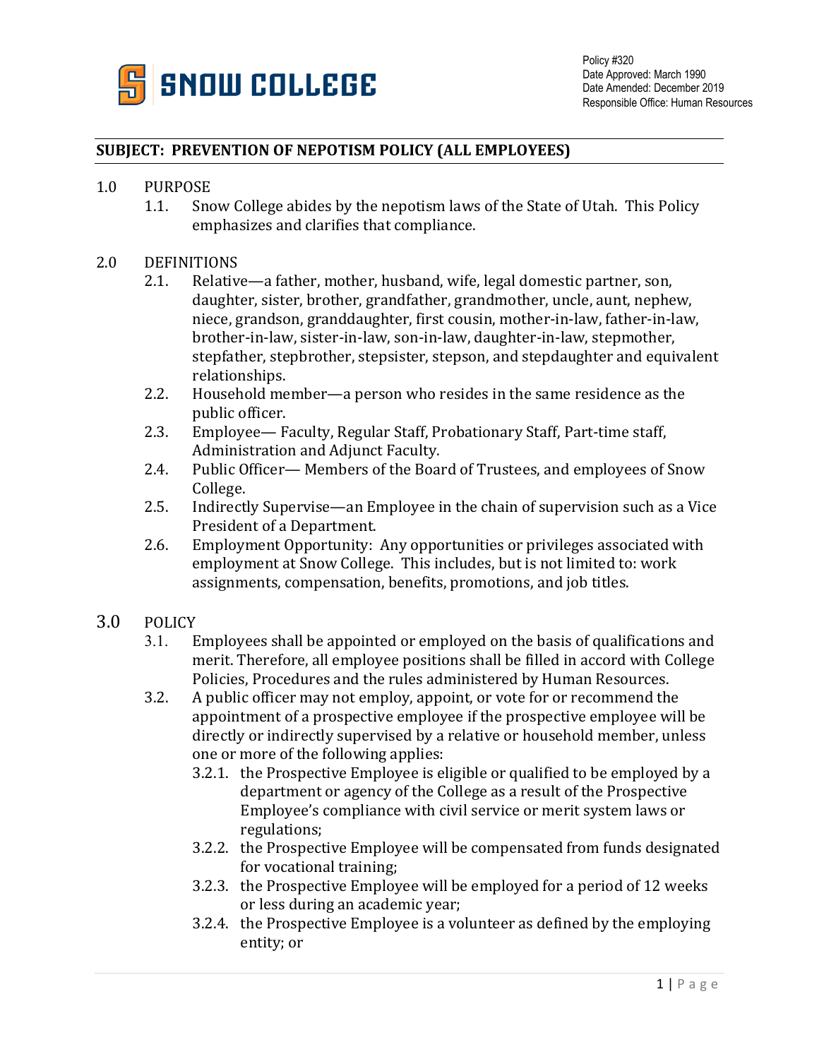**SNOW COLLEGE**

Policy #320
Date Approved: March 1990
Date Amended: December 2019
Responsible Office: Human Resources

## SUBJECT: PREVENTION OF NEPOTISM POLICY (ALL EMPLOYEES)

1.0 PURPOSE

1.1. Snow College abides by the nepotism laws of the State of Utah. This Policy emphasizes and clarifies that compliance.

2.0 DEFINITIONS

2.1. Relative—a father, mother, husband, wife, legal domestic partner, son, daughter, sister, brother, grandfather, grandmother, uncle, aunt, nephew, niece, grandson, granddaughter, first cousin, mother-in-law, father-in-law, brother-in-law, sister-in-law, son-in-law, daughter-in-law, stepmother, stepfather, stepbrother, stepsister, stepson, and stepdaughter and equivalent relationships.

2.2. Household member—a person who resides in the same residence as the public officer.

2.3. Employee— Faculty, Regular Staff, Probationary Staff, Part-time staff, Administration and Adjunct Faculty.

2.4. Public Officer— Members of the Board of Trustees, and employees of Snow College.

2.5. Indirectly Supervise—an Employee in the chain of supervision such as a Vice President of a Department.

2.6. Employment Opportunity: Any opportunities or privileges associated with employment at Snow College. This includes, but is not limited to: work assignments, compensation, benefits, promotions, and job titles.

3.0 POLICY

3.1. Employees shall be appointed or employed on the basis of qualifications and merit. Therefore, all employee positions shall be filled in accord with College Policies, Procedures and the rules administered by Human Resources.

3.2. A public officer may not employ, appoint, or vote for or recommend the appointment of a prospective employee if the prospective employee will be directly or indirectly supervised by a relative or household member, unless one or more of the following applies:

3.2.1. the Prospective Employee is eligible or qualified to be employed by a department or agency of the College as a result of the Prospective Employee's compliance with civil service or merit system laws or regulations;

3.2.2. the Prospective Employee will be compensated from funds designated for vocational training;

3.2.3. the Prospective Employee will be employed for a period of 12 weeks or less during an academic year;

3.2.4. the Prospective Employee is a volunteer as defined by the employing entity; or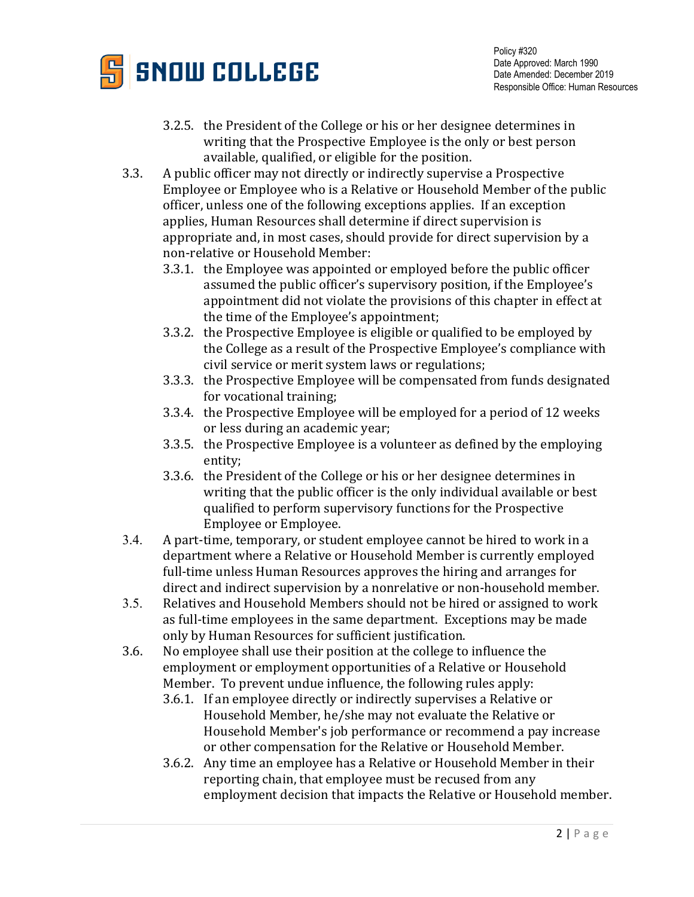3.2.5. the President of the College or his or her designee determines in writing that the Prospective Employee is the only or best person available, qualified, or eligible for the position.

3.3. A public officer may not directly or indirectly supervise a Prospective Employee or Employee who is a Relative or Household Member of the public officer, unless one of the following exceptions applies. If an exception applies, Human Resources shall determine if direct supervision is appropriate and, in most cases, should provide for direct supervision by a non-relative or Household Member:

3.3.1. the Employee was appointed or employed before the public officer assumed the public officer's supervisory position, if the Employee's appointment did not violate the provisions of this chapter in effect at the time of the Employee's appointment;

3.3.2. the Prospective Employee is eligible or qualified to be employed by the College as a result of the Prospective Employee's compliance with civil service or merit system laws or regulations;

3.3.3. the Prospective Employee will be compensated from funds designated for vocational training;

3.3.4. the Prospective Employee will be employed for a period of 12 weeks or less during an academic year;

3.3.5. the Prospective Employee is a volunteer as defined by the employing entity;

3.3.6. the President of the College or his or her designee determines in writing that the public officer is the only individual available or best qualified to perform supervisory functions for the Prospective Employee or Employee.

3.4. A part-time, temporary, or student employee cannot be hired to work in a department where a Relative or Household Member is currently employed full-time unless Human Resources approves the hiring and arranges for direct and indirect supervision by a nonrelative or non-household member.

3.5. Relatives and Household Members should not be hired or assigned to work as full-time employees in the same department. Exceptions may be made only by Human Resources for sufficient justification.

3.6. No employee shall use their position at the college to influence the employment or employment opportunities of a Relative or Household Member. To prevent undue influence, the following rules apply:

3.6.1. If an employee directly or indirectly supervises a Relative or Household Member, he/she may not evaluate the Relative or Household Member's job performance or recommend a pay increase or other compensation for the Relative or Household Member.

3.6.2. Any time an employee has a Relative or Household Member in their reporting chain, that employee must be recused from any employment decision that impacts the Relative or Household member.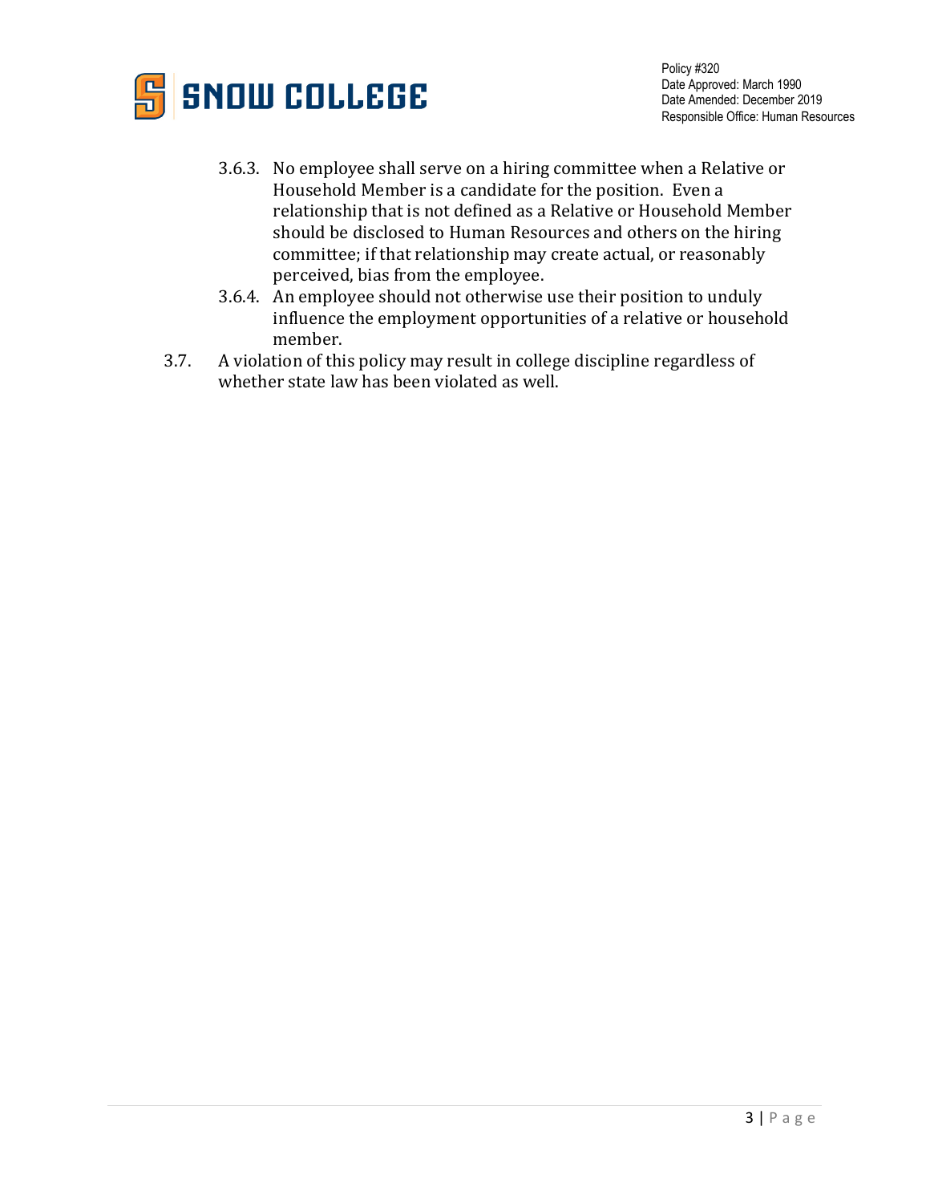3.6.3. No employee shall serve on a hiring committee when a Relative or Household Member is a candidate for the position. Even a relationship that is not defined as a Relative or Household Member should be disclosed to Human Resources and others on the hiring committee; if that relationship may create actual, or reasonably perceived, bias from the employee.

3.6.4. An employee should not otherwise use their position to unduly influence the employment opportunities of a relative or household member.

3.7. A violation of this policy may result in college discipline regardless of whether state law has been violated as well.